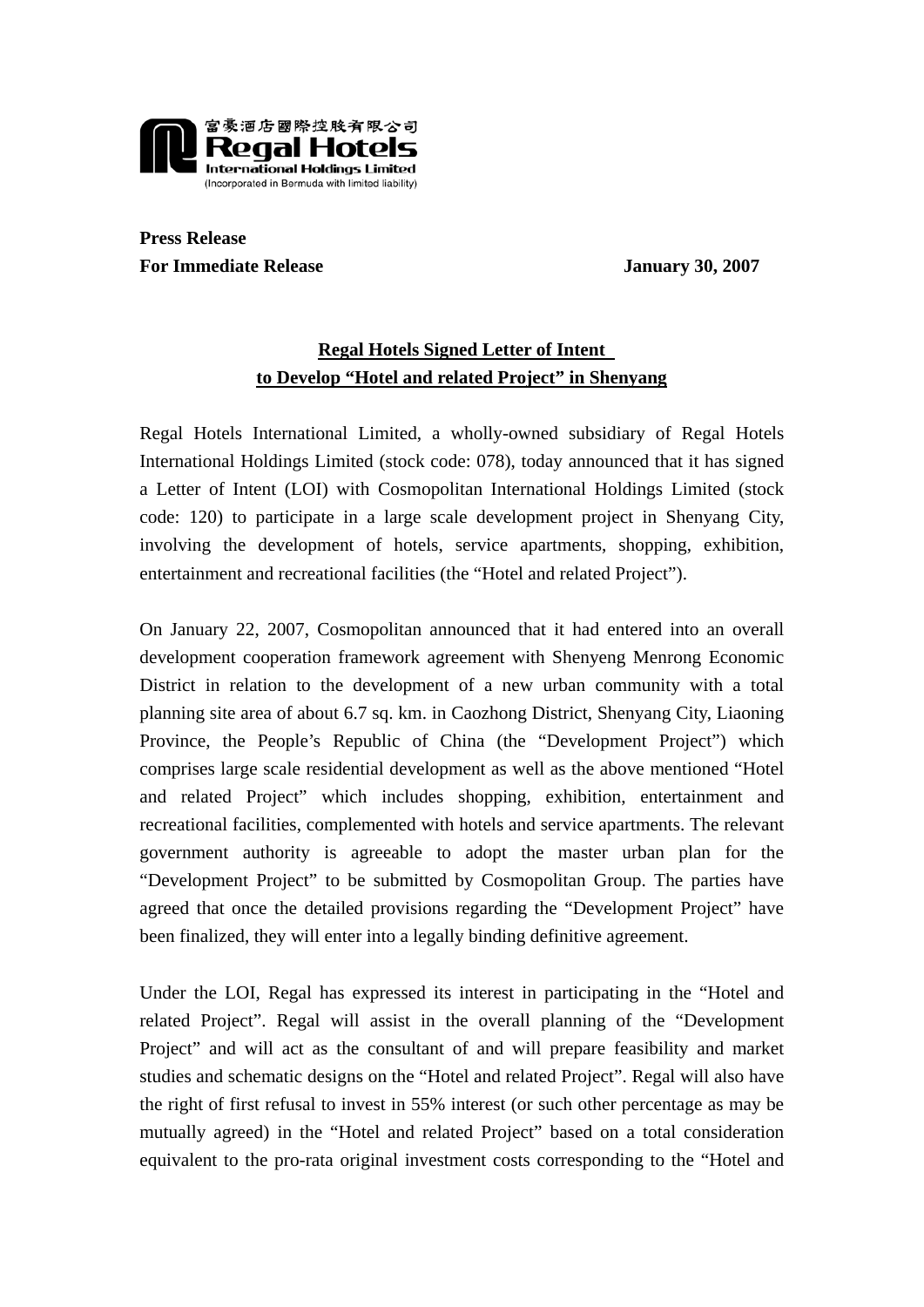富豪酒店國際控股有限公司
**Regal Hotels International Holdings Limited**
(Incorporated in Bermuda with limited liability)

**Press Release**
**For Immediate Release** **January 30, 2007**

## Regal Hotels Signed Letter of Intent to Develop "Hotel and related Project" in Shenyang

Regal Hotels International Limited, a wholly-owned subsidiary of Regal Hotels International Holdings Limited (stock code: 078), today announced that it has signed a Letter of Intent (LOI) with Cosmopolitan International Holdings Limited (stock code: 120) to participate in a large scale development project in Shenyang City, involving the development of hotels, service apartments, shopping, exhibition, entertainment and recreational facilities (the "Hotel and related Project").

On January 22, 2007, Cosmopolitan announced that it had entered into an overall development cooperation framework agreement with Shenyeng Menrong Economic District in relation to the development of a new urban community with a total planning site area of about 6.7 sq. km. in Caozhong District, Shenyang City, Liaoning Province, the People's Republic of China (the "Development Project") which comprises large scale residential development as well as the above mentioned "Hotel and related Project" which includes shopping, exhibition, entertainment and recreational facilities, complemented with hotels and service apartments. The relevant government authority is agreeable to adopt the master urban plan for the "Development Project" to be submitted by Cosmopolitan Group. The parties have agreed that once the detailed provisions regarding the "Development Project" have been finalized, they will enter into a legally binding definitive agreement.

Under the LOI, Regal has expressed its interest in participating in the "Hotel and related Project". Regal will assist in the overall planning of the "Development Project" and will act as the consultant of and will prepare feasibility and market studies and schematic designs on the "Hotel and related Project". Regal will also have the right of first refusal to invest in 55% interest (or such other percentage as may be mutually agreed) in the "Hotel and related Project" based on a total consideration equivalent to the pro-rata original investment costs corresponding to the "Hotel and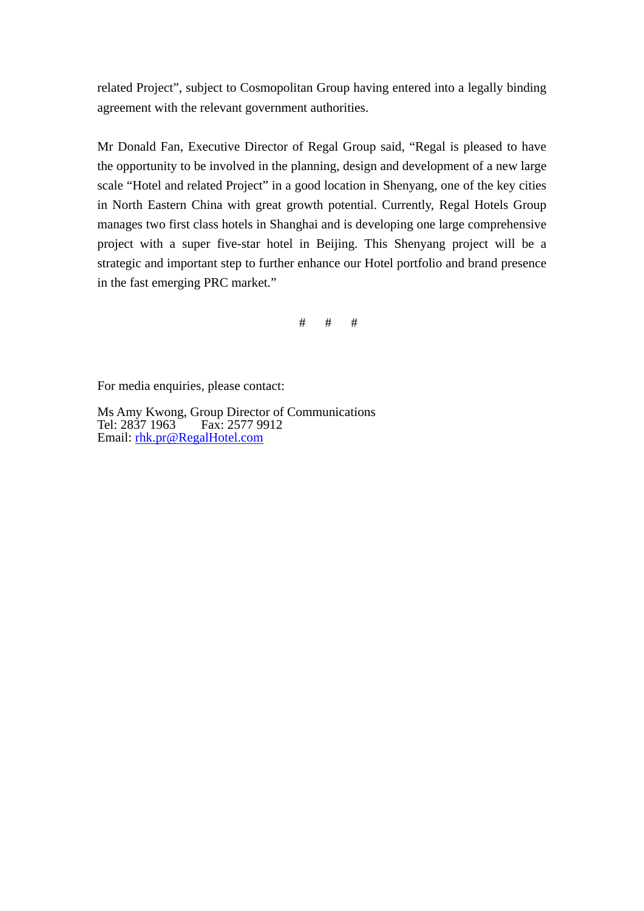related Project", subject to Cosmopolitan Group having entered into a legally binding agreement with the relevant government authorities.

Mr Donald Fan, Executive Director of Regal Group said, "Regal is pleased to have the opportunity to be involved in the planning, design and development of a new large scale "Hotel and related Project" in a good location in Shenyang, one of the key cities in North Eastern China with great growth potential. Currently, Regal Hotels Group manages two first class hotels in Shanghai and is developing one large comprehensive project with a super five-star hotel in Beijing. This Shenyang project will be a strategic and important step to further enhance our Hotel portfolio and brand presence in the fast emerging PRC market."

# # #

For media enquiries, please contact:

Ms Amy Kwong, Group Director of Communications
Tel: 2837 1963 Fax: 2577 9912
Email: rhk.pr@RegalHotel.com